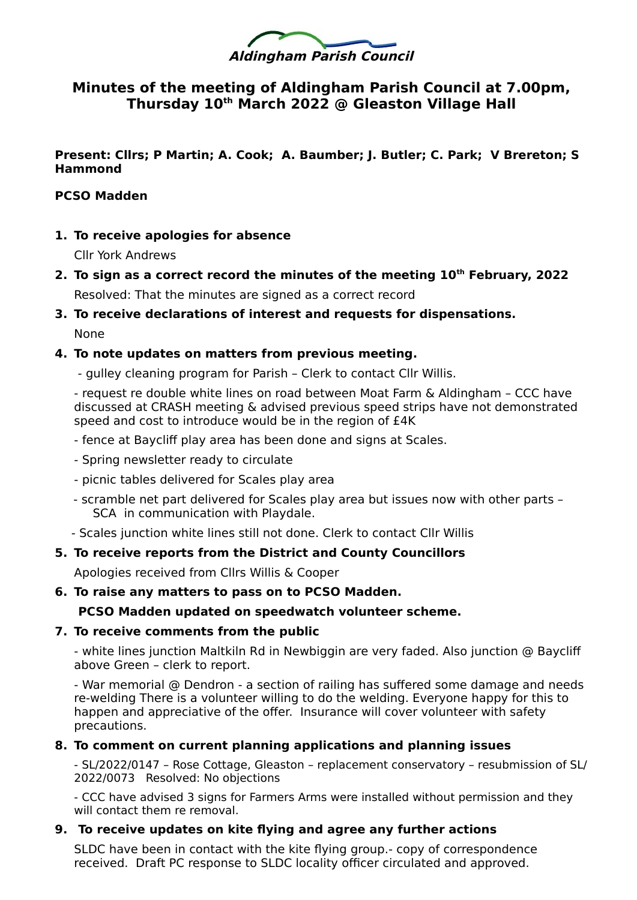**Aldingham Parish Council**

# Minutes of the meeting of Aldingham Parish Council at 7.00pm, Thursday 10th March 2022 @ Gleaston Village Hall

**Present: Cllrs; P Martin; A. Cook; A. Baumber; J. Butler; C. Park; V Brereton; S Hammond**

**PCSO Madden**

1. **To receive apologies for absence**

   Cllr York Andrews

2. **To sign as a correct record the minutes of the meeting 10th February, 2022**

   Resolved: That the minutes are signed as a correct record

3. **To receive declarations of interest and requests for dispensations.**

   None

4. **To note updates on matters from previous meeting.**

   - gulley cleaning program for Parish – Clerk to contact Cllr Willis.
   - request re double white lines on road between Moat Farm & Aldingham – CCC have discussed at CRASH meeting & advised previous speed strips have not demonstrated speed and cost to introduce would be in the region of £4K
   - fence at Baycliff play area has been done and signs at Scales.
   - Spring newsletter ready to circulate
   - picnic tables delivered for Scales play area
   - scramble net part delivered for Scales play area but issues now with other parts – SCA in communication with Playdale.
   - Scales junction white lines still not done. Clerk to contact Cllr Willis

5. **To receive reports from the District and County Councillors**

   Apologies received from Cllrs Willis & Cooper

6. **To raise any matters to pass on to PCSO Madden.**

   **PCSO Madden updated on speedwatch volunteer scheme.**

7. **To receive comments from the public**

   - white lines junction Maltkiln Rd in Newbiggin are very faded. Also junction @ Baycliff above Green – clerk to report.
   - War memorial @ Dendron - a section of railing has suffered some damage and needs re-welding There is a volunteer willing to do the welding. Everyone happy for this to happen and appreciative of the offer. Insurance will cover volunteer with safety precautions.

8. **To comment on current planning applications and planning issues**

   - SL/2022/0147 – Rose Cottage, Gleaston – replacement conservatory – resubmission of SL/2022/0073 Resolved: No objections
   - CCC have advised 3 signs for Farmers Arms were installed without permission and they will contact them re removal.

9. **To receive updates on kite flying and agree any further actions**

   SLDC have been in contact with the kite flying group.- copy of correspondence received. Draft PC response to SLDC locality officer circulated and approved.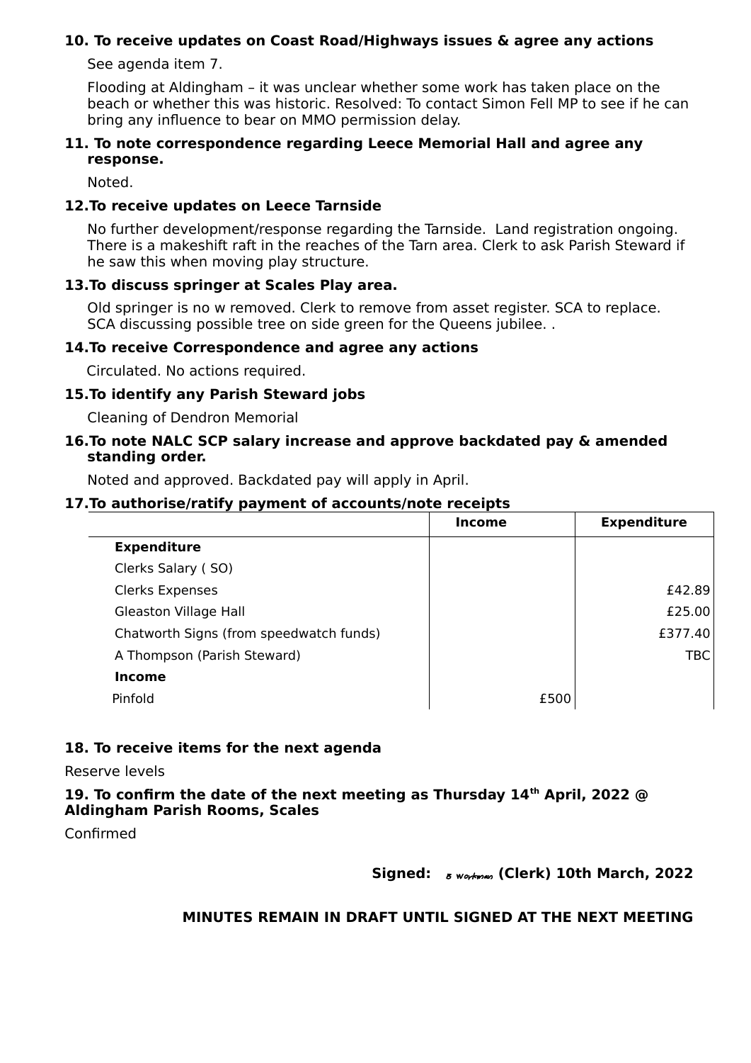**10. To receive updates on Coast Road/Highways issues & agree any actions**

See agenda item 7.

Flooding at Aldingham – it was unclear whether some work has taken place on the beach or whether this was historic. Resolved: To contact Simon Fell MP to see if he can bring any influence to bear on MMO permission delay.

**11. To note correspondence regarding Leece Memorial Hall and agree any response.**

Noted.

**12. To receive updates on Leece Tarnside**

No further development/response regarding the Tarnside. Land registration ongoing. There is a makeshift raft in the reaches of the Tarn area. Clerk to ask Parish Steward if he saw this when moving play structure.

**13. To discuss springer at Scales Play area.**

Old springer is no w removed. Clerk to remove from asset register. SCA to replace. SCA discussing possible tree on side green for the Queens jubilee. .

**14. To receive Correspondence and agree any actions**

Circulated. No actions required.

**15. To identify any Parish Steward jobs**

Cleaning of Dendron Memorial

**16. To note NALC SCP salary increase and approve backdated pay & amended standing order.**

Noted and approved. Backdated pay will apply in April.

**17. To authorise/ratify payment of accounts/note receipts**

| | Income | Expenditure |
|---|---|---|
| **Expenditure** | | |
| Clerks Salary ( SO) | | |
| Clerks Expenses | | £42.89 |
| Gleaston Village Hall | | £25.00 |
| Chatworth Signs (from speedwatch funds) | | £377.40 |
| A Thompson (Parish Steward) | | TBC |
| **Income** | | |
| Pinfold | £500 | |

**18. To receive items for the next agenda**

Reserve levels

**19. To confirm the date of the next meeting as Thursday 14th April, 2022 @ Aldingham Parish Rooms, Scales**

Confirmed

**Signed:** B Workman **(Clerk) 10th March, 2022**

**MINUTES REMAIN IN DRAFT UNTIL SIGNED AT THE NEXT MEETING**